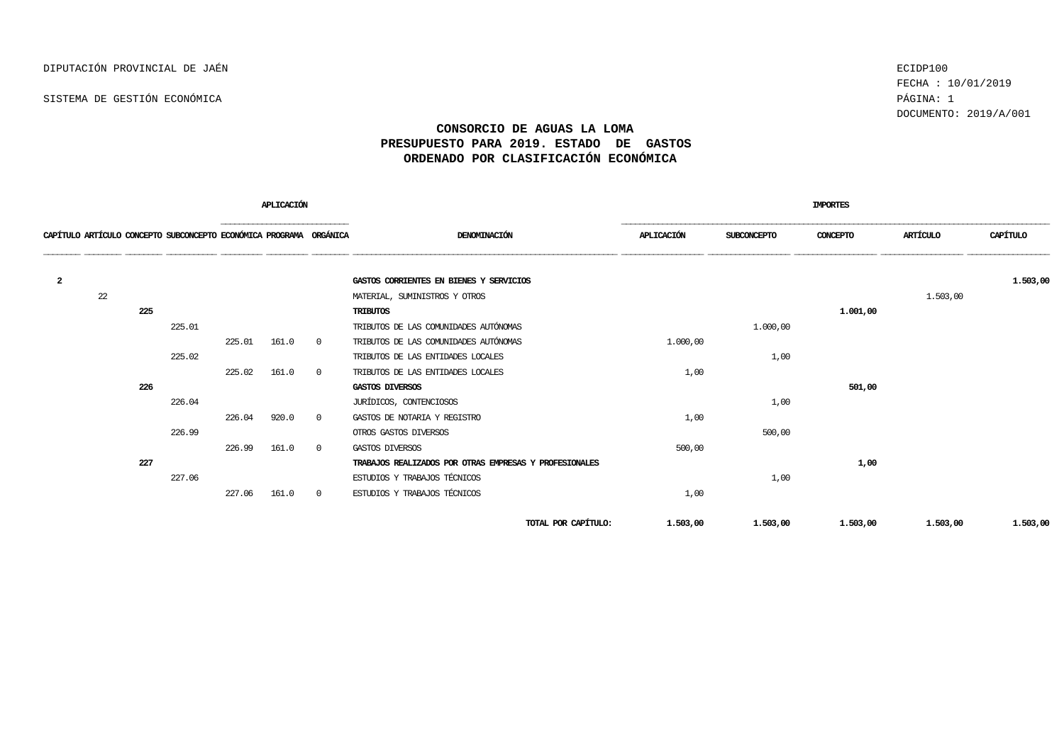DIPUTACIÓN PROVINCIAL DE JAÉN

SISTEMA DE GESTIÓN ECONÓMICA

ECIDP100
FECHA : 10/01/2019
DOCUMENTO: 2019/A/001

# CONSORCIO DE AGUAS LA LOMA
## PRESUPUESTO PARA 2019. ESTADO DE GASTOS
## ORDENADO POR CLASIFICACIÓN ECONÓMICA

| CAPÍTULO | ARTÍCULO | CONCEPTO | SUBCONCEPTO | APLICACIÓN ECONÓMICA | APLICACIÓN PROGRAMA | APLICACIÓN ORGÁNICA | DENOMINACIÓN | IMPORTES APLICACIÓN | IMPORTES SUBCONCEPTO | IMPORTES CONCEPTO | IMPORTES ARTÍCULO | IMPORTES CAPÍTULO |
|---|---|---|---|---|---|---|---|---|---|---|---|---|
| **2** | | | | | | | **GASTOS CORRIENTES EN BIENES Y SERVICIOS** | | | | | **1.503,00** |
| | 22 | | | | | | MATERIAL, SUMINISTROS Y OTROS | | | | 1.503,00 | |
| | | **225** | | | | | **TRIBUTOS** | | | **1.001,00** | | |
| | | | 225.01 | | | | TRIBUTOS DE LAS COMUNIDADES AUTÓNOMAS | | 1.000,00 | | | |
| | | | | 225.01 | 161.0 | 0 | TRIBUTOS DE LAS COMUNIDADES AUTÓNOMAS | 1.000,00 | | | | |
| | | | 225.02 | | | | TRIBUTOS DE LAS ENTIDADES LOCALES | | 1,00 | | | |
| | | | | 225.02 | 161.0 | 0 | TRIBUTOS DE LAS ENTIDADES LOCALES | 1,00 | | | | |
| | | **226** | | | | | **GASTOS DIVERSOS** | | | **501,00** | | |
| | | | 226.04 | | | | JURÍDICOS, CONTENCIOSOS | | 1,00 | | | |
| | | | | 226.04 | 920.0 | 0 | GASTOS DE NOTARIA Y REGISTRO | 1,00 | | | | |
| | | | 226.99 | | | | OTROS GASTOS DIVERSOS | | 500,00 | | | |
| | | | | 226.99 | 161.0 | 0 | GASTOS DIVERSOS | 500,00 | | | | |
| | | **227** | | | | | **TRABAJOS REALIZADOS POR OTRAS EMPRESAS Y PROFESIONALES** | | | **1,00** | | |
| | | | 227.06 | | | | ESTUDIOS Y TRABAJOS TÉCNICOS | | 1,00 | | | |
| | | | | 227.06 | 161.0 | 0 | ESTUDIOS Y TRABAJOS TÉCNICOS | 1,00 | | | | |
| | | | | | | | **TOTAL POR CAPÍTULO:** | **1.503,00** | **1.503,00** | **1.503,00** | **1.503,00** | **1.503,00** |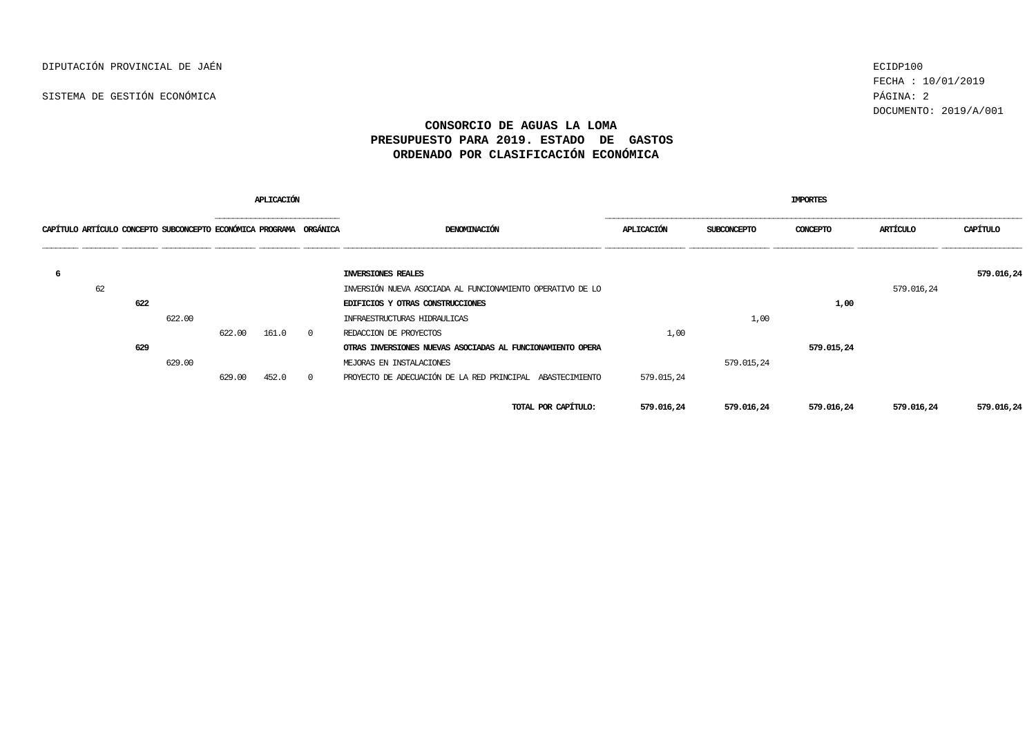DIPUTACIÓN PROVINCIAL DE JAÉN

SISTEMA DE GESTIÓN ECONÓMICA

ECIDP100
FECHA : 10/01/2019
DOCUMENTO: 2019/A/001

**CONSORCIO DE AGUAS LA LOMA**
**PRESUPUESTO PARA 2019. ESTADO DE GASTOS**
**ORDENADO POR CLASIFICACIÓN ECONÓMICA**

| | | | | APLICACIÓN | | | | IMPORTES | | | | |
|---|---|---|---|---|---|---|---|---|---|---|---|---|
| CAPÍTULO | ARTÍCULO | CONCEPTO | SUBCONCEPTO | ECONÓMICA | PROGRAMA | ORGÁNICA | DENOMINACIÓN | APLICACIÓN | SUBCONCEPTO | CONCEPTO | ARTÍCULO | CAPÍTULO |
| **6** | | | | | | | **INVERSIONES REALES** | | | | | **579.016,24** |
| | 62 | | | | | | INVERSIÓN NUEVA ASOCIADA AL FUNCIONAMIENTO OPERATIVO DE LO | | | | 579.016,24 | |
| | | **622** | | | | | **EDIFICIOS Y OTRAS CONSTRUCCIONES** | | | **1,00** | | |
| | | | 622.00 | | | | INFRAESTRUCTURAS HIDRAULICAS | | 1,00 | | | |
| | | | | 622.00 | 161.0 | 0 | REDACCION DE PROYECTOS | 1,00 | | | | |
| | | **629** | | | | | **OTRAS INVERSIONES NUEVAS ASOCIADAS AL FUNCIONAMIENTO OPERA** | | | **579.015,24** | | |
| | | | 629.00 | | | | MEJORAS EN INSTALACIONES | | 579.015,24 | | | |
| | | | | 629.00 | 452.0 | 0 | PROYECTO DE ADECUACIÓN DE LA RED PRINCIPAL ABASTECIMIENTO | 579.015,24 | | | | |
| | | | | | | | **TOTAL POR CAPÍTULO:** | **579.016,24** | **579.016,24** | **579.016,24** | **579.016,24** | **579.016,24** |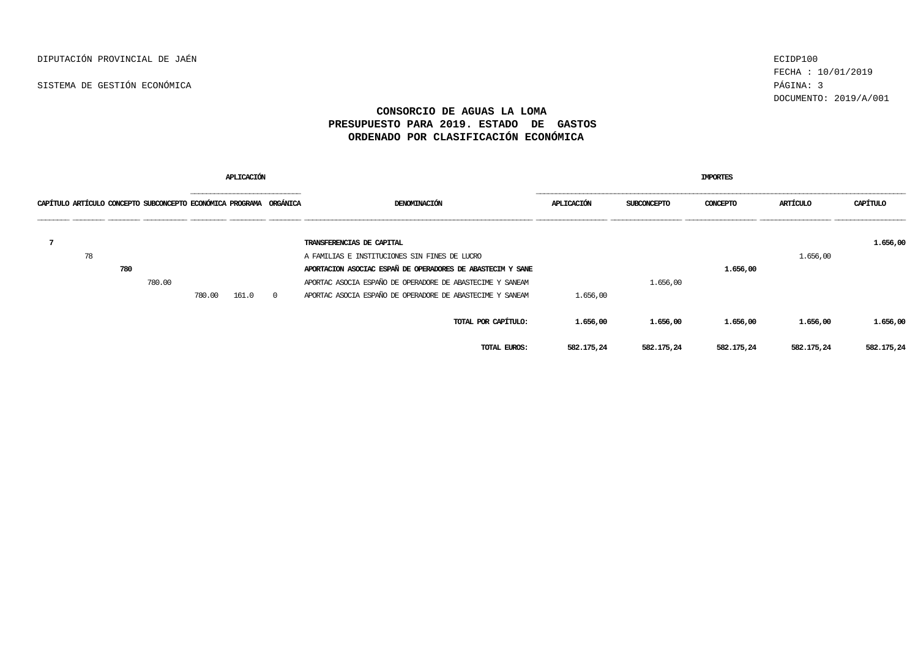# CONSORCIO DE AGUAS LA LOMA
## PRESUPUESTO PARA 2019. ESTADO DE GASTOS
## ORDENADO POR CLASIFICACIÓN ECONÓMICA

| APLICACIÓN | | | | | | | | IMPORTES | | | | |
|---|---|---|---|---|---|---|---|---|---|---|---|---|
| CAPÍTULO | ARTÍCULO | CONCEPTO | SUBCONCEPTO | ECONÓMICA | PROGRAMA | ORGÁNICA | DENOMINACIÓN | APLICACIÓN | SUBCONCEPTO | CONCEPTO | ARTÍCULO | CAPÍTULO |
| **7** | | | | | | | **TRANSFERENCIAS DE CAPITAL** | | | | | **1.656,00** |
| | 78 | | | | | | A FAMILIAS E INSTITUCIONES SIN FINES DE LUCRO | | | | 1.656,00 | |
| | | **780** | | | | | **APORTACION ASOCIAC ESPAÑ DE OPERADORES DE ABASTECIM Y SANE** | | | **1.656,00** | | |
| | | | 780.00 | | | | APORTAC ASOCIA ESPAÑO DE OPERADORE DE ABASTECIME Y SANEAM | | 1.656,00 | | | |
| | | | | 780.00 | 161.0 | 0 | APORTAC ASOCIA ESPAÑO DE OPERADORE DE ABASTECIME Y SANEAM | 1.656,00 | | | | |
| | | | | | | | **TOTAL POR CAPÍTULO:** | **1.656,00** | **1.656,00** | **1.656,00** | **1.656,00** | **1.656,00** |
| | | | | | | | **TOTAL EUROS:** | **582.175,24** | **582.175,24** | **582.175,24** | **582.175,24** | **582.175,24** |